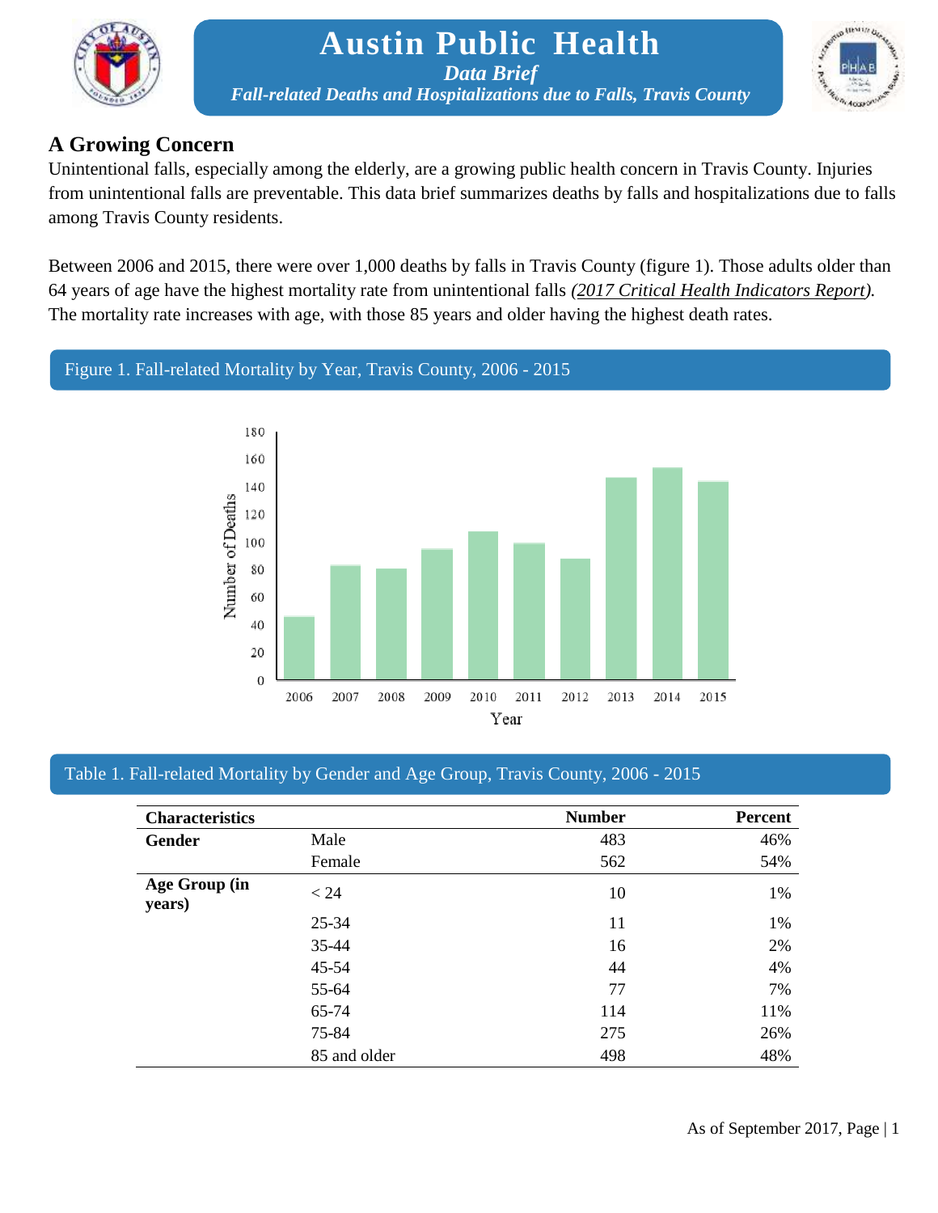# Austin Public Health

*Data Brief*

*Fall-related Deaths and Hospitalizations due to Falls, Travis County*

## A Growing Concern

Unintentional falls, especially among the elderly, are a growing public health concern in Travis County. Injuries from unintentional falls are preventable. This data brief summarizes deaths by falls and hospitalizations due to falls among Travis County residents.

Between 2006 and 2015, there were over 1,000 deaths by falls in Travis County (figure 1). Those adults older than 64 years of age have the highest mortality rate from unintentional falls *(2017 Critical Health Indicators Report)*. The mortality rate increases with age, with those 85 years and older having the highest death rates.

Figure 1. Fall-related Mortality by Year, Travis County, 2006 - 2015

Table 1. Fall-related Mortality by Gender and Age Group, Travis County, 2006 - 2015

| Characteristics | | Number | Percent |
|---|---|---|---|
| **Gender** | Male | 483 | 46% |
| | Female | 562 | 54% |
| **Age Group (in years)** | < 24 | 10 | 1% |
| | 25-34 | 11 | 1% |
| | 35-44 | 16 | 2% |
| | 45-54 | 44 | 4% |
| | 55-64 | 77 | 7% |
| | 65-74 | 114 | 11% |
| | 75-84 | 275 | 26% |
| | 85 and older | 498 | 48% |

As of September 2017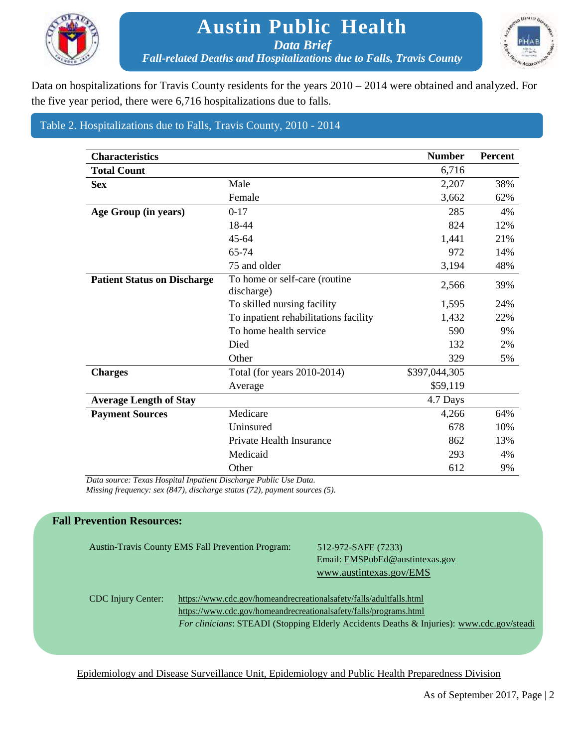# Austin Public Health

*Data Brief*

*Fall-related Deaths and Hospitalizations due to Falls, Travis County*

Data on hospitalizations for Travis County residents for the years 2010 – 2014 were obtained and analyzed. For the five year period, there were 6,716 hospitalizations due to falls.

## Table 2. Hospitalizations due to Falls, Travis County, 2010 - 2014

| Characteristics | | Number | Percent |
|---|---|---|---|
| **Total Count** | | 6,716 | |
| **Sex** | Male | 2,207 | 38% |
| | Female | 3,662 | 62% |
| **Age Group (in years)** | 0-17 | 285 | 4% |
| | 18-44 | 824 | 12% |
| | 45-64 | 1,441 | 21% |
| | 65-74 | 972 | 14% |
| | 75 and older | 3,194 | 48% |
| **Patient Status on Discharge** | To home or self-care (routine discharge) | 2,566 | 39% |
| | To skilled nursing facility | 1,595 | 24% |
| | To inpatient rehabilitations facility | 1,432 | 22% |
| | To home health service | 590 | 9% |
| | Died | 132 | 2% |
| | Other | 329 | 5% |
| **Charges** | Total (for years 2010-2014) | $397,044,305 | |
| | Average | $59,119 | |
| **Average Length of Stay** | | 4.7 Days | |
| **Payment Sources** | Medicare | 4,266 | 64% |
| | Uninsured | 678 | 10% |
| | Private Health Insurance | 862 | 13% |
| | Medicaid | 293 | 4% |
| | Other | 612 | 9% |

*Data source: Texas Hospital Inpatient Discharge Public Use Data.*
*Missing frequency: sex (847), discharge status (72), payment sources (5).*

### Fall Prevention Resources:

Austin-Travis County EMS Fall Prevention Program: 512-972-SAFE (7233)
Email: EMSPubEd@austintexas.gov
www.austintexas.gov/EMS

CDC Injury Center:
https://www.cdc.gov/homeandrecreationalsafety/falls/adultfalls.html
https://www.cdc.gov/homeandrecreationalsafety/falls/programs.html
*For clinicians*: STEADI (Stopping Elderly Accidents Deaths & Injuries): www.cdc.gov/steadi

Epidemiology and Disease Surveillance Unit, Epidemiology and Public Health Preparedness Division

As of September 2017